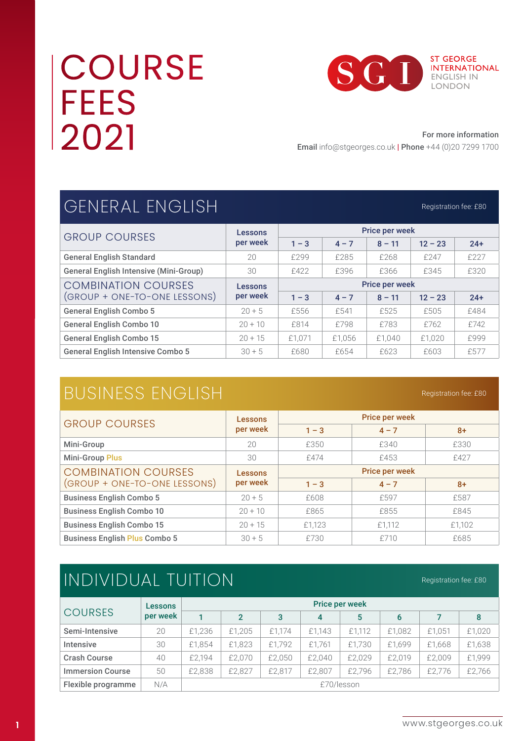# COURSE FEES 2021

ST GEORGE INTERNATIONAL
ENGLISH IN LONDON

**For more information**
**Email** info@stgeorges.co.uk | **Phone** +44 (0)20 7299 1700

## GENERAL ENGLISH

Registration fee: £80

| GROUP COURSES | Lessons per week | Price per week | | | | |
|---|---|---|---|---|---|---|
| | | **1 – 3** | **4 – 7** | **8 – 11** | **12 – 23** | **24+** |
| **General English Standard** | 20 | £299 | £285 | £268 | £247 | £227 |
| **General English Intensive (Mini-Group)** | 30 | £422 | £396 | £366 | £345 | £320 |

| COMBINATION COURSES (GROUP + ONE-TO-ONE LESSONS) | Lessons per week | Price per week | | | | |
|---|---|---|---|---|---|---|
| | | **1 – 3** | **4 – 7** | **8 – 11** | **12 – 23** | **24+** |
| **General English Combo 5** | 20 + 5 | £556 | £541 | £525 | £505 | £484 |
| **General English Combo 10** | 20 + 10 | £814 | £798 | £783 | £762 | £742 |
| **General English Combo 15** | 20 + 15 | £1,071 | £1,056 | £1,040 | £1,020 | £999 |
| **General English Intensive Combo 5** | 30 + 5 | £680 | £654 | £623 | £603 | £577 |

## BUSINESS ENGLISH

Registration fee: £80

| GROUP COURSES | Lessons per week | Price per week | | |
|---|---|---|---|---|
| | | **1 – 3** | **4 – 7** | **8+** |
| **Mini-Group** | 20 | £350 | £340 | £330 |
| **Mini-Group Plus** | 30 | £474 | £453 | £427 |

| COMBINATION COURSES (GROUP + ONE-TO-ONE LESSONS) | Lessons per week | Price per week | | |
|---|---|---|---|---|
| | | **1 – 3** | **4 – 7** | **8+** |
| **Business English Combo 5** | 20 + 5 | £608 | £597 | £587 |
| **Business English Combo 10** | 20 + 10 | £865 | £855 | £845 |
| **Business English Combo 15** | 20 + 15 | £1,123 | £1,112 | £1,102 |
| **Business English Plus Combo 5** | 30 + 5 | £730 | £710 | £685 |

## INDIVIDUAL TUITION

Registration fee: £80

| COURSES | Lessons per week | Price per week | | | | | | | |
|---|---|---|---|---|---|---|---|---|---|
| | | **1** | **2** | **3** | **4** | **5** | **6** | **7** | **8** |
| **Semi-Intensive** | 20 | £1,236 | £1,205 | £1,174 | £1,143 | £1,112 | £1,082 | £1,051 | £1,020 |
| **Intensive** | 30 | £1,854 | £1,823 | £1,792 | £1,761 | £1,730 | £1,699 | £1,668 | £1,638 |
| **Crash Course** | 40 | £2,194 | £2,070 | £2,050 | £2,040 | £2,029 | £2,019 | £2,009 | £1,999 |
| **Immersion Course** | 50 | £2,838 | £2,827 | £2,817 | £2,807 | £2,796 | £2,786 | £2,776 | £2,766 |
| **Flexible programme** | N/A | £70/lesson | | | | | | | |

www.stgeorges.co.uk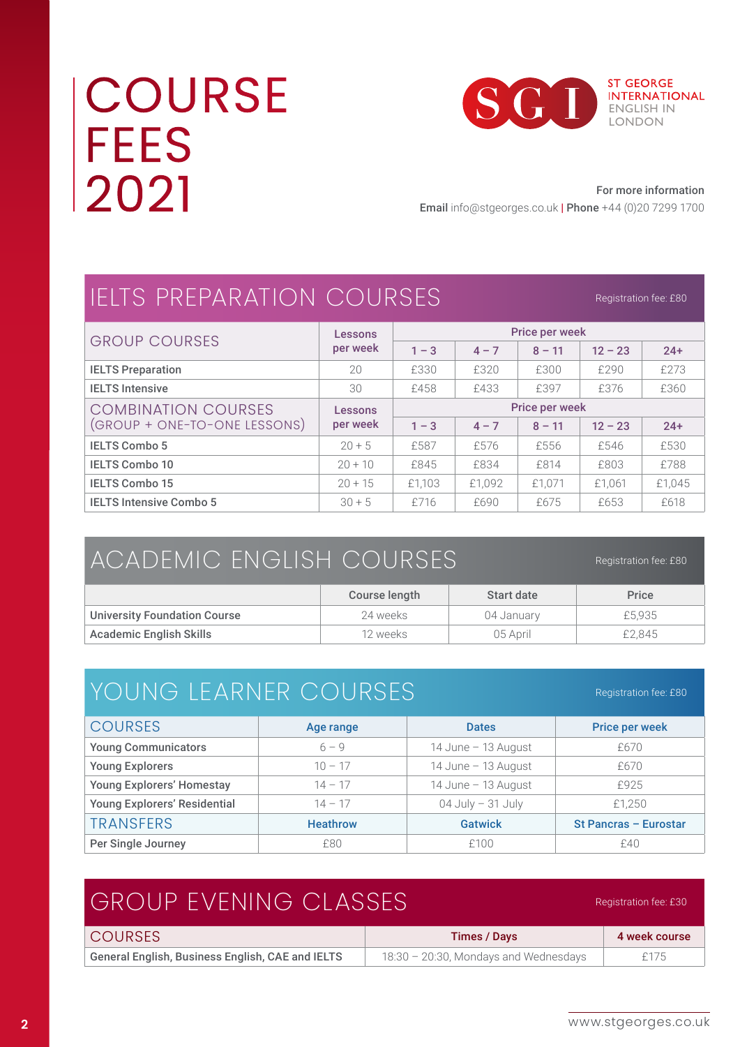# COURSE FEES 2021

ST GEORGE INTERNATIONAL
ENGLISH IN LONDON

For more information
**Email** info@stgeorges.co.uk | **Phone** +44 (0)20 7299 1700

## IELTS PREPARATION COURSES

Registration fee: £80

| GROUP COURSES | Lessons per week | Price per week | | | | |
|---|---|---|---|---|---|---|
| | | 1 – 3 | 4 – 7 | 8 – 11 | 12 – 23 | 24+ |
| **IELTS Preparation** | 20 | £330 | £320 | £300 | £290 | £273 |
| **IELTS Intensive** | 30 | £458 | £433 | £397 | £376 | £360 |
| COMBINATION COURSES (GROUP + ONE-TO-ONE LESSONS) | Lessons per week | Price per week | | | | |
| | | 1 – 3 | 4 – 7 | 8 – 11 | 12 – 23 | 24+ |
| **IELTS Combo 5** | 20 + 5 | £587 | £576 | £556 | £546 | £530 |
| **IELTS Combo 10** | 20 + 10 | £845 | £834 | £814 | £803 | £788 |
| **IELTS Combo 15** | 20 + 15 | £1,103 | £1,092 | £1,071 | £1,061 | £1,045 |
| **IELTS Intensive Combo 5** | 30 + 5 | £716 | £690 | £675 | £653 | £618 |

## ACADEMIC ENGLISH COURSES

Registration fee: £80

| | Course length | Start date | Price |
|---|---|---|---|
| **University Foundation Course** | 24 weeks | 04 January | £5,935 |
| **Academic English Skills** | 12 weeks | 05 April | £2,845 |

## YOUNG LEARNER COURSES

Registration fee: £80

| COURSES | Age range | Dates | Price per week |
|---|---|---|---|
| **Young Communicators** | 6 – 9 | 14 June – 13 August | £670 |
| **Young Explorers** | 10 – 17 | 14 June – 13 August | £670 |
| **Young Explorers' Homestay** | 14 – 17 | 14 June – 13 August | £925 |
| **Young Explorers' Residential** | 14 – 17 | 04 July – 31 July | £1,250 |
| TRANSFERS | Heathrow | Gatwick | St Pancras – Eurostar |
| **Per Single Journey** | £80 | £100 | £40 |

## GROUP EVENING CLASSES

Registration fee: £30

| COURSES | Times / Days | 4 week course |
|---|---|---|
| **General English, Business English, CAE and IELTS** | 18:30 – 20:30, Mondays and Wednesdays | £175 |

www.stgeorges.co.uk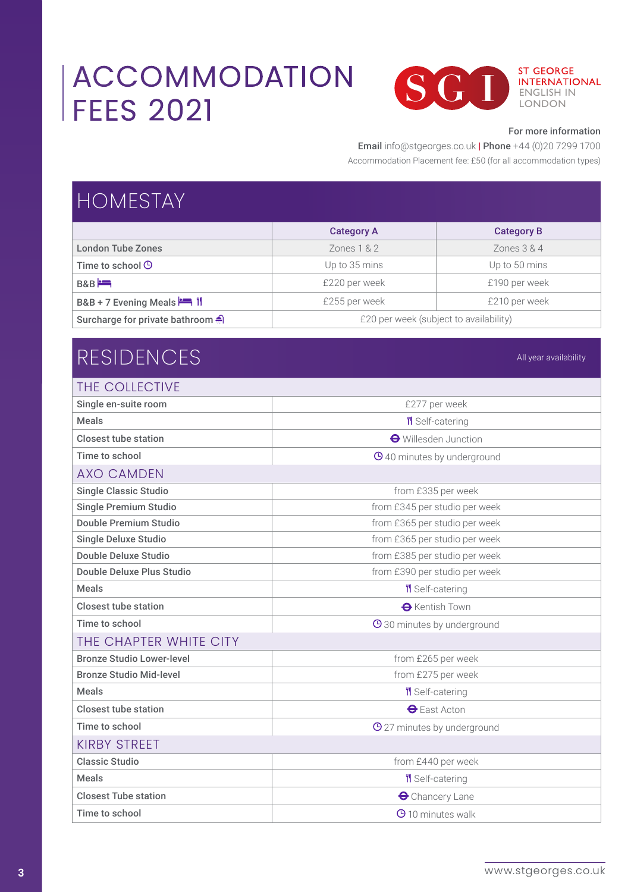# ACCOMMODATION FEES 2021

ST GEORGE INTERNATIONAL ENGLISH IN LONDON

**For more information**

**Email** info@stgeorges.co.uk | **Phone** +44 (0)20 7299 1700

Accommodation Placement fee: £50 (for all accommodation types)

## HOMESTAY

| | Category A | Category B |
|---|---|---|
| **London Tube Zones** | Zones 1 & 2 | Zones 3 & 4 |
| **Time to school** | Up to 35 mins | Up to 50 mins |
| **B&B** | £220 per week | £190 per week |
| **B&B + 7 Evening Meals** | £255 per week | £210 per week |
| **Surcharge for private bathroom** | £20 per week (subject to availability) | |

## RESIDENCES

All year availability

### THE COLLECTIVE

| | |
|---|---|
| **Single en-suite room** | £277 per week |
| **Meals** | Self-catering |
| **Closest tube station** | Willesden Junction |
| **Time to school** | 40 minutes by underground |

### AXO CAMDEN

| | |
|---|---|
| **Single Classic Studio** | from £335 per week |
| **Single Premium Studio** | from £345 per studio per week |
| **Double Premium Studio** | from £365 per studio per week |
| **Single Deluxe Studio** | from £365 per studio per week |
| **Double Deluxe Studio** | from £385 per studio per week |
| **Double Deluxe Plus Studio** | from £390 per studio per week |
| **Meals** | Self-catering |
| **Closest tube station** | Kentish Town |
| **Time to school** | 30 minutes by underground |

### THE CHAPTER WHITE CITY

| | |
|---|---|
| **Bronze Studio Lower-level** | from £265 per week |
| **Bronze Studio Mid-level** | from £275 per week |
| **Meals** | Self-catering |
| **Closest tube station** | East Acton |
| **Time to school** | 27 minutes by underground |

### KIRBY STREET

| | |
|---|---|
| **Classic Studio** | from £440 per week |
| **Meals** | Self-catering |
| **Closest Tube station** | Chancery Lane |
| **Time to school** | 10 minutes walk |

www.stgeorges.co.uk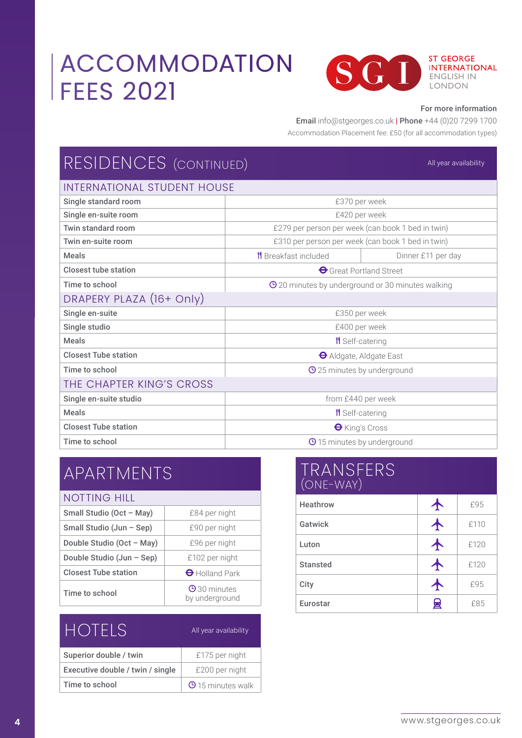# ACCOMMODATION FEES 2021

ST GEORGE INTERNATIONAL
ENGLISH IN LONDON

**For more information**

**Email** info@stgeorges.co.uk | **Phone** +44 (0)20 7299 1700

Accommodation Placement fee: £50 (for all accommodation types)

## RESIDENCES (CONTINUED)

All year availability

### INTERNATIONAL STUDENT HOUSE

| | | |
|---|---|---|
| **Single standard room** | £370 per week | |
| **Single en-suite room** | £420 per week | |
| **Twin standard room** | £279 per person per week (can book 1 bed in twin) | |
| **Twin en-suite room** | £310 per person per week (can book 1 bed in twin) | |
| **Meals** | Breakfast included | Dinner £11 per day |
| **Closest tube station** | Great Portland Street | |
| **Time to school** | 20 minutes by underground or 30 minutes walking | |

### DRAPERY PLAZA (16+ Only)

| | |
|---|---|
| **Single en-suite** | £350 per week |
| **Single studio** | £400 per week |
| **Meals** | Self-catering |
| **Closest Tube station** | Aldgate, Aldgate East |
| **Time to school** | 25 minutes by underground |

### THE CHAPTER KING'S CROSS

| | |
|---|---|
| **Single en-suite studio** | from £440 per week |
| **Meals** | Self-catering |
| **Closest Tube station** | King's Cross |
| **Time to school** | 15 minutes by underground |

## APARTMENTS

### NOTTING HILL

| | |
|---|---|
| **Small Studio (Oct – May)** | £84 per night |
| **Small Studio (Jun – Sep)** | £90 per night |
| **Double Studio (Oct – May)** | £96 per night |
| **Double Studio (Jun – Sep)** | £102 per night |
| **Closest Tube station** | Holland Park |
| **Time to school** | 30 minutes by underground |

## HOTELS

All year availability

| | |
|---|---|
| **Superior double / twin** | £175 per night |
| **Executive double / twin / single** | £200 per night |
| **Time to school** | 15 minutes walk |

## TRANSFERS (ONE-WAY)

| | |
|---|---|
| **Heathrow** | £95 |
| **Gatwick** | £110 |
| **Luton** | £120 |
| **Stansted** | £120 |
| **City** | £95 |
| **Eurostar** | £85 |

www.stgeorges.co.uk